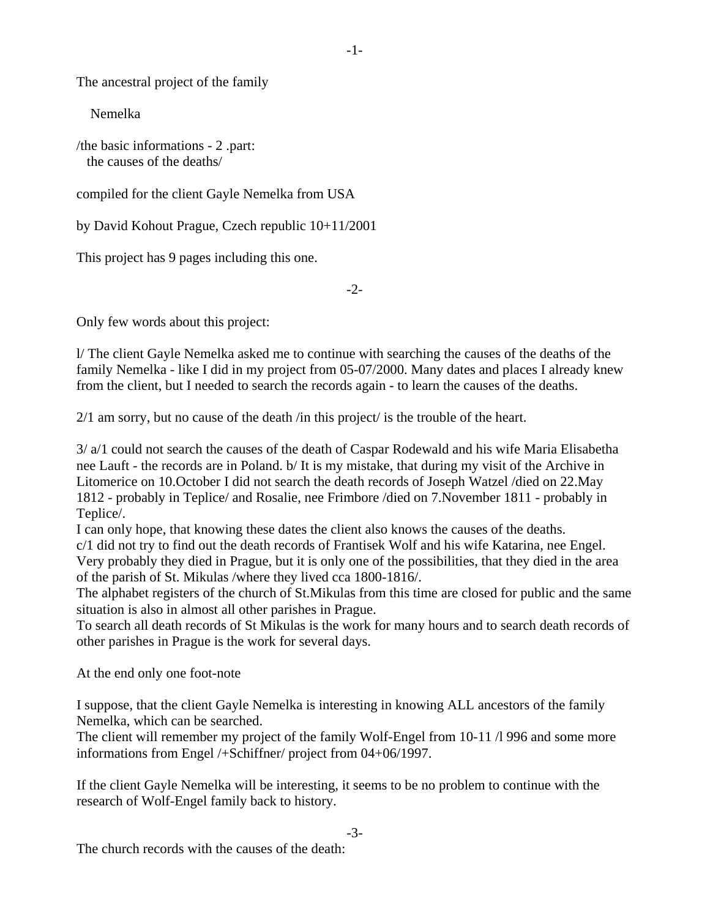The ancestral project of the family

Nemelka

/the basic informations - 2 .part:
the causes of the deaths/

compiled for the client Gayle Nemelka from USA

by David Kohout Prague, Czech republic 10+11/2001

This project has 9 pages including this one.

Only few words about this project:

l/ The client Gayle Nemelka asked me to continue with searching the causes of the deaths of the family Nemelka - like I did in my project from 05-07/2000. Many dates and places I already knew from the client, but I needed to search the records again - to learn the causes of the deaths.

2/1 am sorry, but no cause of the death /in this project/ is the trouble of the heart.

3/ a/1 could not search the causes of the death of Caspar Rodewald and his wife Maria Elisabetha nee Lauft - the records are in Poland. b/ It is my mistake, that during my visit of the Archive in Litomerice on 10.October I did not search the death records of Joseph Watzel /died on 22.May 1812 - probably in Teplice/ and Rosalie, nee Frimbore /died on 7.November 1811 - probably in Teplice/.
I can only hope, that knowing these dates the client also knows the causes of the deaths.
c/1 did not try to find out the death records of Frantisek Wolf and his wife Katarina, nee Engel. Very probably they died in Prague, but it is only one of the possibilities, that they died in the area of the parish of St. Mikulas /where they lived cca 1800-1816/.
The alphabet registers of the church of St.Mikulas from this time are closed for public and the same situation is also in almost all other parishes in Prague.
To search all death records of St Mikulas is the work for many hours and to search death records of other parishes in Prague is the work for several days.

At the end only one foot-note

I suppose, that the client Gayle Nemelka is interesting in knowing ALL ancestors of the family Nemelka, which can be searched.
The client will remember my project of the family Wolf-Engel from 10-11 /l 996 and some more informations from Engel /+Schiffner/ project from 04+06/1997.

If the client Gayle Nemelka will be interesting, it seems to be no problem to continue with the research of Wolf-Engel family back to history.

The church records with the causes of the death: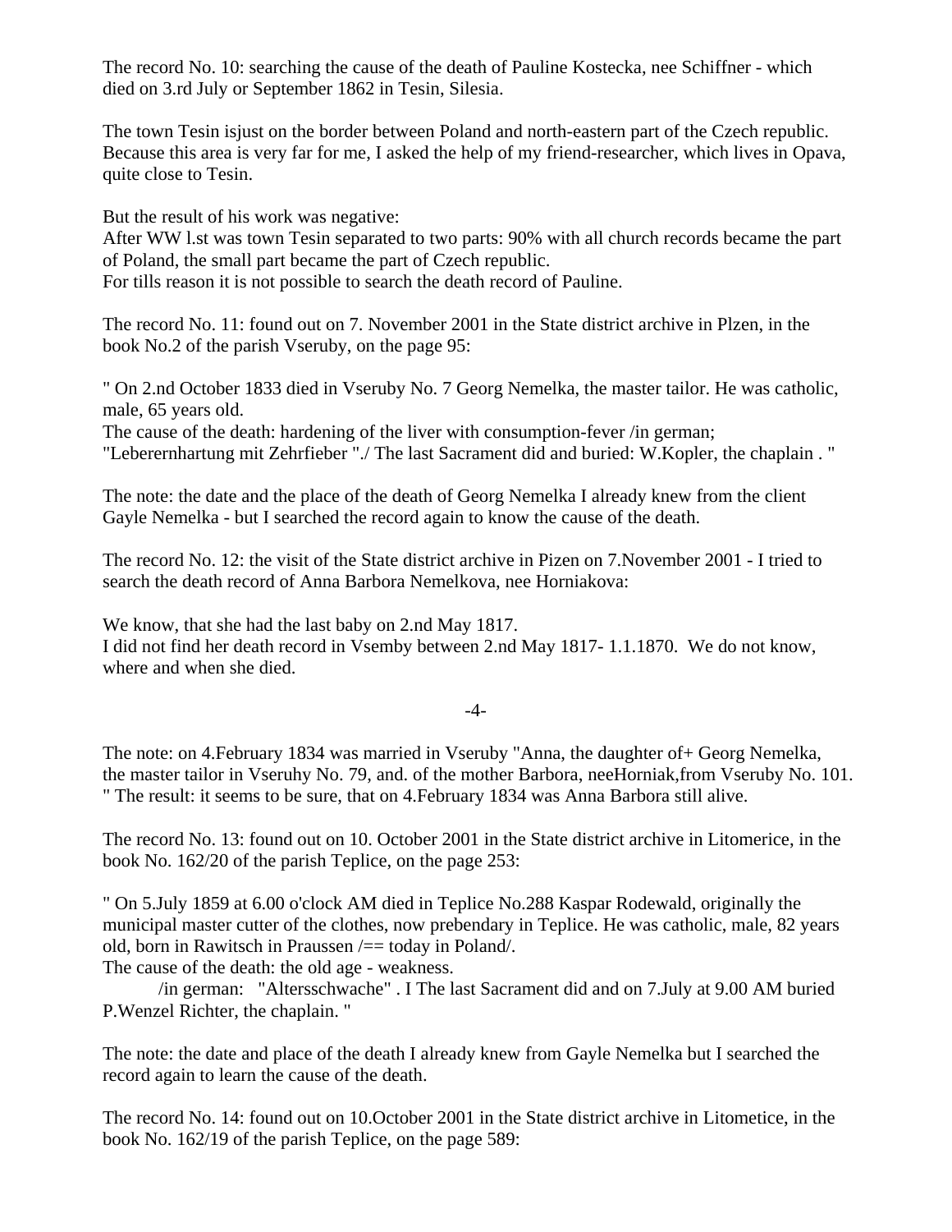The record No. 10: searching the cause of the death of Pauline Kostecka, nee Schiffner - which died on 3.rd July or September 1862 in Tesin, Silesia.

The town Tesin isjust on the border between Poland and north-eastern part of the Czech republic. Because this area is very far for me, I asked the help of my friend-researcher, which lives in Opava, quite close to Tesin.

But the result of his work was negative:
After WW l.st was town Tesin separated to two parts: 90% with all church records became the part of Poland, the small part became the part of Czech republic.
For tills reason it is not possible to search the death record of Pauline.

The record No. 11: found out on 7. November 2001 in the State district archive in Plzen, in the book No.2 of the parish Vseruby, on the page 95:

" On 2.nd October 1833 died in Vseruby No. 7 Georg Nemelka, the master tailor. He was catholic, male, 65 years old.
The cause of the death: hardening of the liver with consumption-fever /in german; "Leberernhartung mit Zehrfieber "./ The last Sacrament did and buried: W.Kopler, the chaplain . "

The note: the date and the place of the death of Georg Nemelka I already knew from the client Gayle Nemelka - but I searched the record again to know the cause of the death.

The record No. 12: the visit of the State district archive in Pizen on 7.November 2001 - I tried to search the death record of Anna Barbora Nemelkova, nee Horniakova:

We know, that she had the last baby on 2.nd May 1817.
I did not find her death record in Vsemby between 2.nd May 1817- 1.1.1870. We do not know, where and when she died.

The note: on 4.February 1834 was married in Vseruby "Anna, the daughter of+ Georg Nemelka, the master tailor in Vseruhy No. 79, and. of the mother Barbora, neeHorniak,from Vseruby No. 101. " The result: it seems to be sure, that on 4.February 1834 was Anna Barbora still alive.

The record No. 13: found out on 10. October 2001 in the State district archive in Litomerice, in the book No. 162/20 of the parish Teplice, on the page 253:

" On 5.July 1859 at 6.00 o'clock AM died in Teplice No.288 Kaspar Rodewald, originally the municipal master cutter of the clothes, now prebendary in Teplice. He was catholic, male, 82 years old, born in Rawitsch in Praussen /== today in Poland/.
The cause of the death: the old age - weakness.
/in german: "Altersschwache" . I The last Sacrament did and on 7.July at 9.00 AM buried P.Wenzel Richter, the chaplain. "

The note: the date and place of the death I already knew from Gayle Nemelka but I searched the record again to learn the cause of the death.

The record No. 14: found out on 10.October 2001 in the State district archive in Litometice, in the book No. 162/19 of the parish Teplice, on the page 589: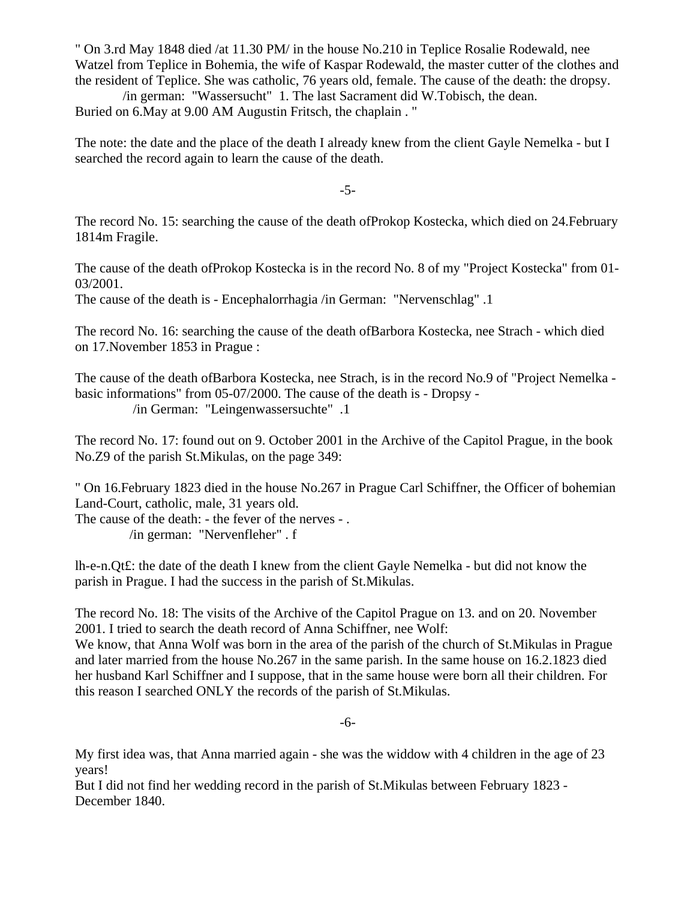" On 3.rd May 1848 died /at 11.30 PM/ in the house No.210 in Teplice Rosalie Rodewald, nee Watzel from Teplice in Bohemia, the wife of Kaspar Rodewald, the master cutter of the clothes and the resident of Teplice. She was catholic, 76 years old, female. The cause of the death: the dropsy.
/in german: "Wassersucht" 1. The last Sacrament did W.Tobisch, the dean.
Buried on 6.May at 9.00 AM Augustin Fritsch, the chaplain . "

The note: the date and the place of the death I already knew from the client Gayle Nemelka - but I searched the record again to learn the cause of the death.

The record No. 15: searching the cause of the death ofProkop Kostecka, which died on 24.February 1814m Fragile.

The cause of the death ofProkop Kostecka is in the record No. 8 of my "Project Kostecka" from 01-03/2001.
The cause of the death is - Encephalorrhagia /in German: "Nervenschlag" .1

The record No. 16: searching the cause of the death ofBarbora Kostecka, nee Strach - which died on 17.November 1853 in Prague :

The cause of the death ofBarbora Kostecka, nee Strach, is in the record No.9 of "Project Nemelka - basic informations" from 05-07/2000. The cause of the death is - Dropsy -
/in German: "Leingenwassersuchte" .1

The record No. 17: found out on 9. October 2001 in the Archive of the Capitol Prague, in the book No.Z9 of the parish St.Mikulas, on the page 349:

" On 16.February 1823 died in the house No.267 in Prague Carl Schiffner, the Officer of bohemian Land-Court, catholic, male, 31 years old.
The cause of the death: - the fever of the nerves - .
/in german: "Nervenfleher" . f

lh-e-n.Qt£: the date of the death I knew from the client Gayle Nemelka - but did not know the parish in Prague. I had the success in the parish of St.Mikulas.

The record No. 18: The visits of the Archive of the Capitol Prague on 13. and on 20. November 2001. I tried to search the death record of Anna Schiffner, nee Wolf:
We know, that Anna Wolf was born in the area of the parish of the church of St.Mikulas in Prague and later married from the house No.267 in the same parish. In the same house on 16.2.1823 died her husband Karl Schiffner and I suppose, that in the same house were born all their children. For this reason I searched ONLY the records of the parish of St.Mikulas.

My first idea was, that Anna married again - she was the widdow with 4 children in the age of 23 years!
But I did not find her wedding record in the parish of St.Mikulas between February 1823 - December 1840.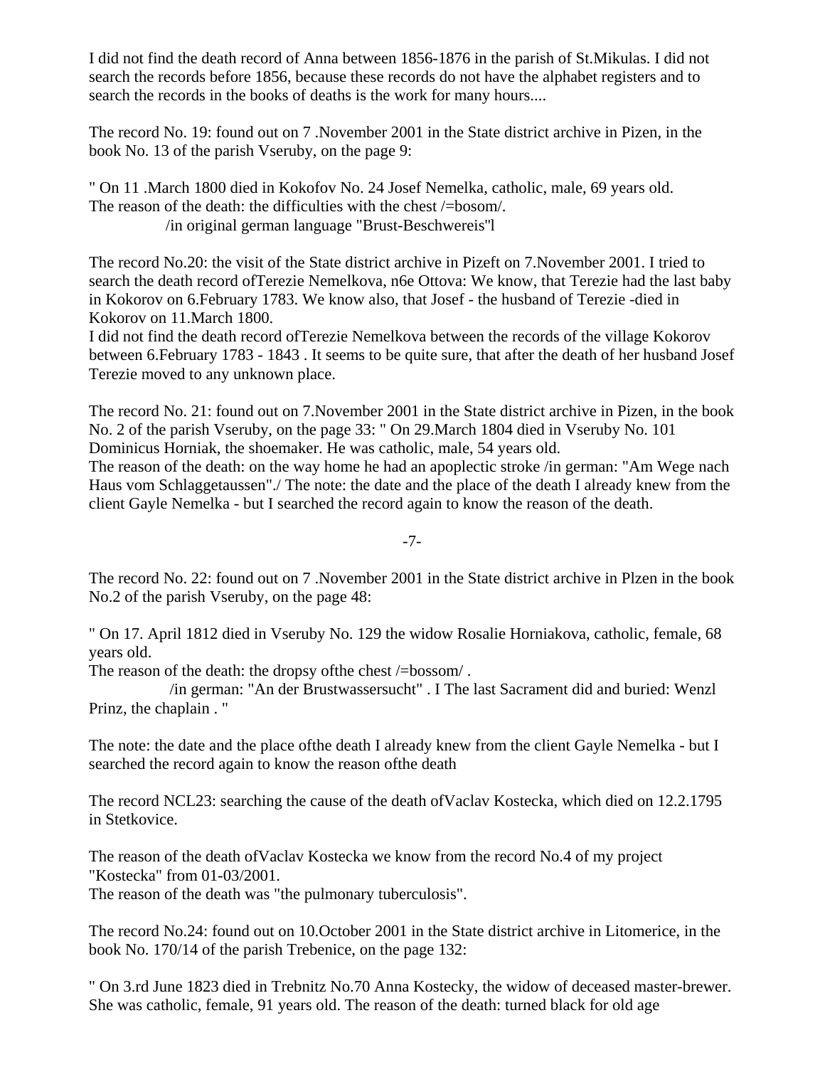I did not find the death record of Anna between 1856-1876 in the parish of St.Mikulas. I did not search the records before 1856, because these records do not have the alphabet registers and to search the records in the books of deaths is the work for many hours....

The record No. 19: found out on 7 .November 2001 in the State district archive in Pizen, in the book No. 13 of the parish Vseruby, on the page 9:

" On 11 .March 1800 died in Kokofov No. 24 Josef Nemelka, catholic, male, 69 years old.
The reason of the death: the difficulties with the chest /=bosom/.
/in original german language "Brust-Beschwereis"l

The record No.20: the visit of the State district archive in Pizeft on 7.November 2001. I tried to search the death record ofTerezie Nemelkova, n6e Ottova: We know, that Terezie had the last baby in Kokorov on 6.February 1783. We know also, that Josef - the husband of Terezie -died in Kokorov on 11.March 1800.
I did not find the death record ofTerezie Nemelkova between the records of the village Kokorov between 6.February 1783 - 1843 . It seems to be quite sure, that after the death of her husband Josef Terezie moved to any unknown place.

The record No. 21: found out on 7.November 2001 in the State district archive in Pizen, in the book No. 2 of the parish Vseruby, on the page 33: " On 29.March 1804 died in Vseruby No. 101 Dominicus Horniak, the shoemaker. He was catholic, male, 54 years old.
The reason of the death: on the way home he had an apoplectic stroke /in german: "Am Wege nach Haus vom Schlaggetaussen"./ The note: the date and the place of the death I already knew from the client Gayle Nemelka - but I searched the record again to know the reason of the death.

The record No. 22: found out on 7 .November 2001 in the State district archive in Plzen in the book No.2 of the parish Vseruby, on the page 48:

" On 17. April 1812 died in Vseruby No. 129 the widow Rosalie Horniakova, catholic, female, 68 years old.
The reason of the death: the dropsy ofthe chest /=bossom/ .
/in german: "An der Brustwassersucht" . I The last Sacrament did and buried: Wenzl Prinz, the chaplain . "

The note: the date and the place ofthe death I already knew from the client Gayle Nemelka - but I searched the record again to know the reason ofthe death

The record NCL23: searching the cause of the death ofVaclav Kostecka, which died on 12.2.1795 in Stetkovice.

The reason of the death ofVaclav Kostecka we know from the record No.4 of my project "Kostecka" from 01-03/2001.
The reason of the death was "the pulmonary tuberculosis".

The record No.24: found out on 10.October 2001 in the State district archive in Litomerice, in the book No. 170/14 of the parish Trebenice, on the page 132:

" On 3.rd June 1823 died in Trebnitz No.70 Anna Kostecky, the widow of deceased master-brewer. She was catholic, female, 91 years old. The reason of the death: turned black for old age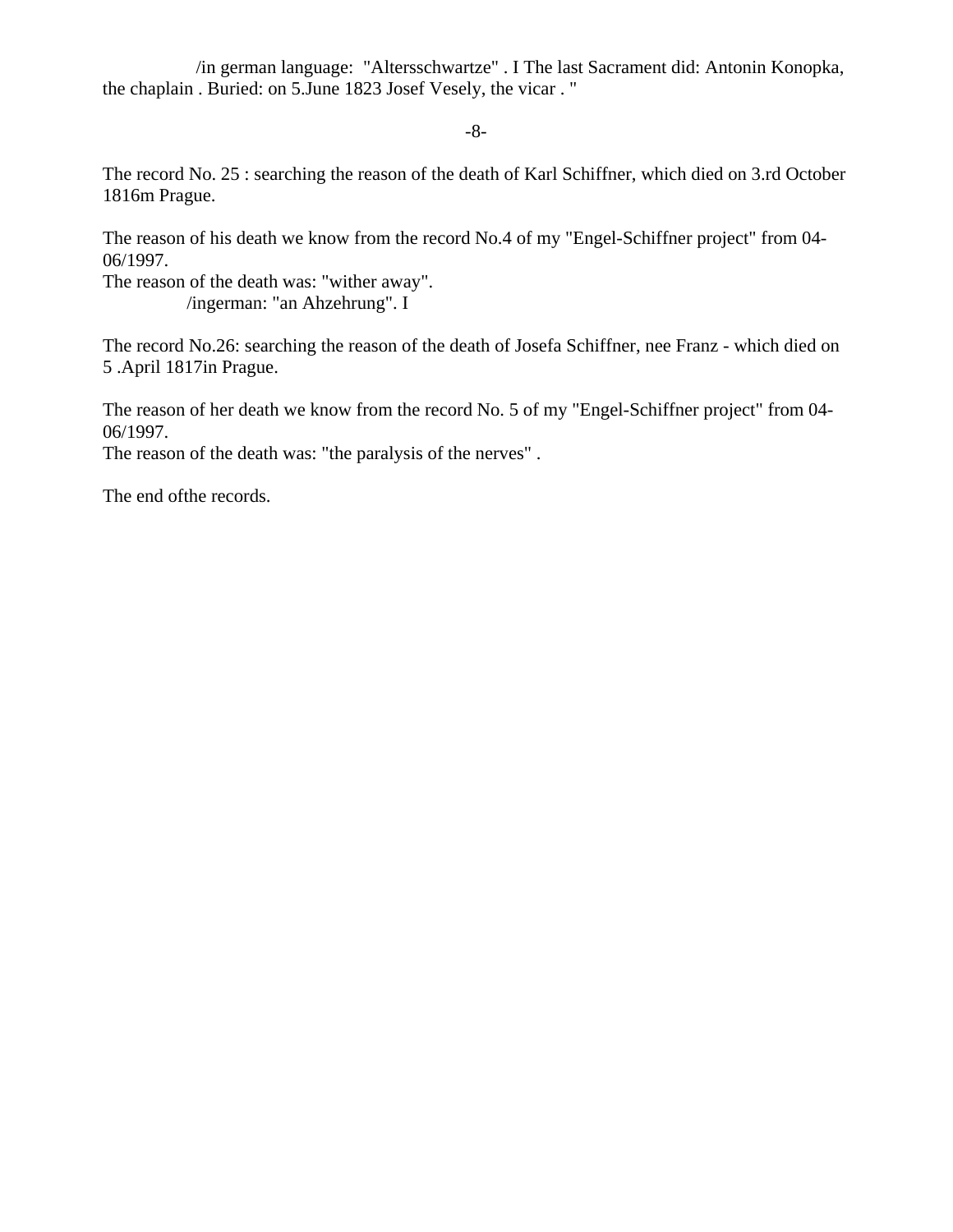/in german language: "Altersschwartze" . I The last Sacrament did: Antonin Konopka, the chaplain . Buried: on 5.June 1823 Josef Vesely, the vicar . "

-8-

The record No. 25 : searching the reason of the death of Karl Schiffner, which died on 3.rd October 1816m Prague.

The reason of his death we know from the record No.4 of my "Engel-Schiffner project" from 04-06/1997.
The reason of the death was: "wither away".
/ingerman: "an Ahzehrung". I

The record No.26: searching the reason of the death of Josefa Schiffner, nee Franz - which died on 5 .April 1817in Prague.

The reason of her death we know from the record No. 5 of my "Engel-Schiffner project" from 04-06/1997.
The reason of the death was: "the paralysis of the nerves" .

The end ofthe records.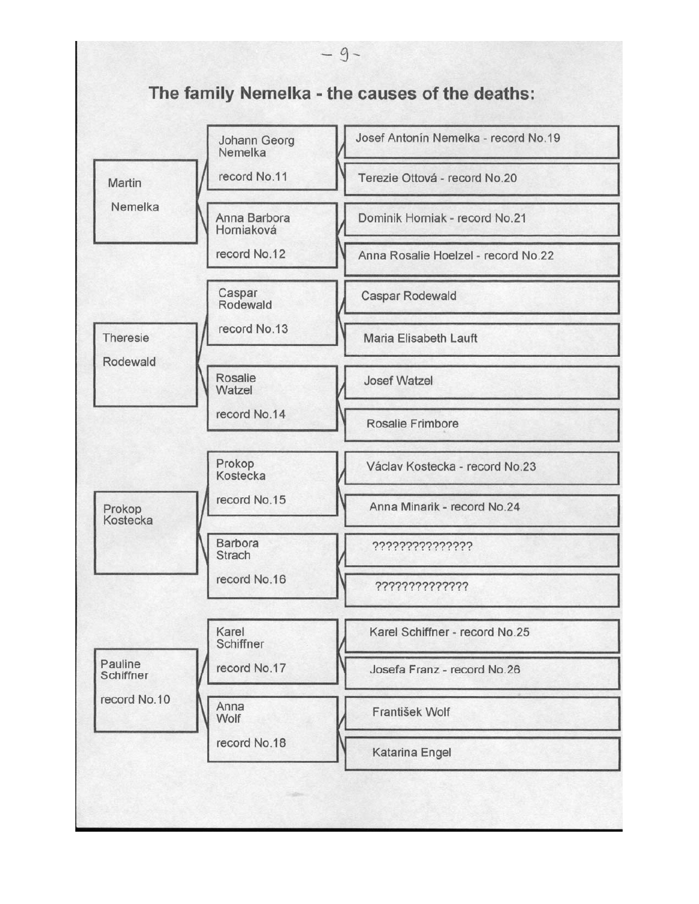## The family Nemelka - the causes of the deaths:

- Martin Nemelka
  - Johann Georg Nemelka – record No.11
    - Josef Antonín Nemelka - record No.19
    - Terezie Ottová - record No.20
  - Anna Barbora Horniaková – record No.12
    - Dominik Horniak - record No.21
    - Anna Rosalie Hoelzel - record No.22
- Theresie Rodewald
  - Caspar Rodewald – record No.13
    - Caspar Rodewald
    - Maria Elisabeth Lauft
  - Rosalie Watzel – record No.14
    - Josef Watzel
    - Rosalie Frimbore
- Prokop Kostecka
  - Prokop Kostecka – record No.15
    - Václav Kostecka - record No.23
    - Anna Minarik - record No.24
  - Barbora Strach – record No.16
    - ???????????????
    - ??????????????
- Pauline Schiffner – record No.10
  - Karel Schiffner – record No.17
    - Karel Schiffner - record No.25
    - Josefa Franz - record No.26
  - Anna Wolf – record No.18
    - František Wolf
    - Katarina Engel